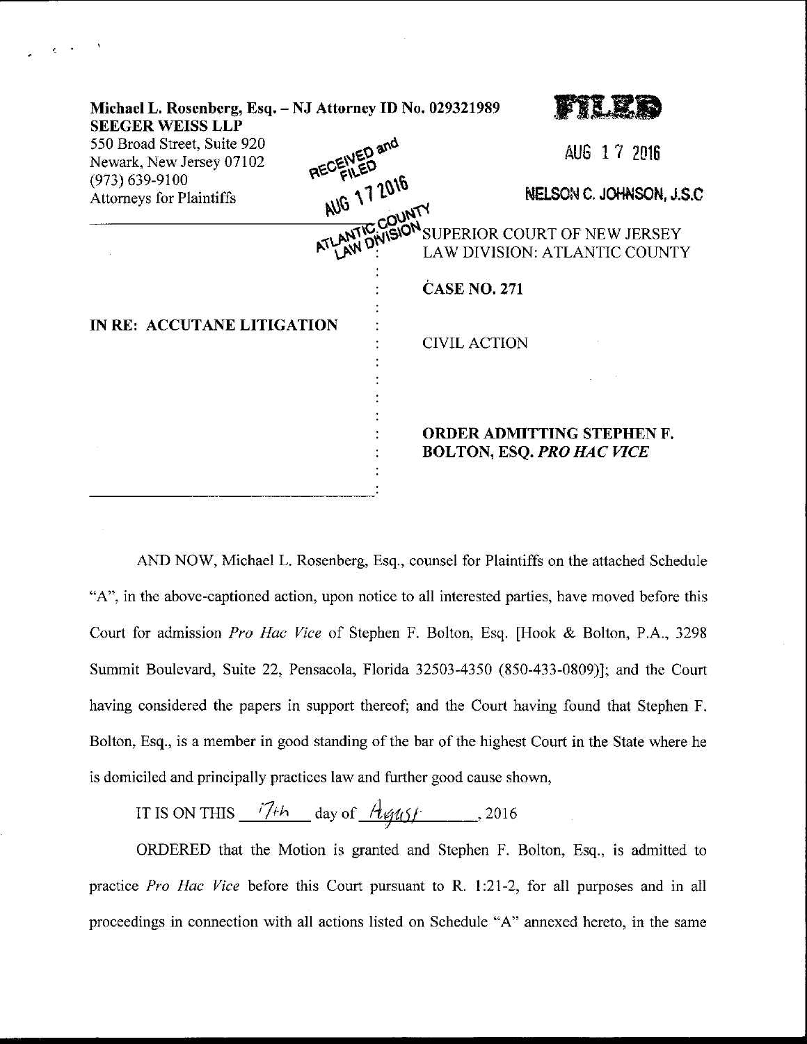**Michael L. Rosenberg, Esq. – NJ Attorney ID No. 029321989**
**SEEGER WEISS LLP**
550 Broad Street, Suite 920
Newark, New Jersey 07102
(973) 639-9100
Attorneys for Plaintiffs

**FILED**

AUG 17 2016

**NELSON C. JOHNSON, J.S.C**

RECEIVED and FILED
AUG 17 2016
ATLANTIC COUNTY
LAW DIVISION

| | |
|---|---|
| **IN RE: ACCUTANE LITIGATION** | SUPERIOR COURT OF NEW JERSEY<br>LAW DIVISION: ATLANTIC COUNTY<br><br>**CASE NO. 271**<br><br>CIVIL ACTION<br><br>**ORDER ADMITTING STEPHEN F. BOLTON, ESQ. *PRO HAC VICE*** |

AND NOW, Michael L. Rosenberg, Esq., counsel for Plaintiffs on the attached Schedule "A", in the above-captioned action, upon notice to all interested parties, have moved before this Court for admission *Pro Hac Vice* of Stephen F. Bolton, Esq. [Hook & Bolton, P.A., 3298 Summit Boulevard, Suite 22, Pensacola, Florida 32503-4350 (850-433-0809)]; and the Court having considered the papers in support thereof; and the Court having found that Stephen F. Bolton, Esq., is a member in good standing of the bar of the highest Court in the State where he is domiciled and principally practices law and further good cause shown,

IT IS ON THIS 17th day of August, 2016

ORDERED that the Motion is granted and Stephen F. Bolton, Esq., is admitted to practice *Pro Hac Vice* before this Court pursuant to R. 1:21-2, for all purposes and in all proceedings in connection with all actions listed on Schedule "A" annexed hereto, in the same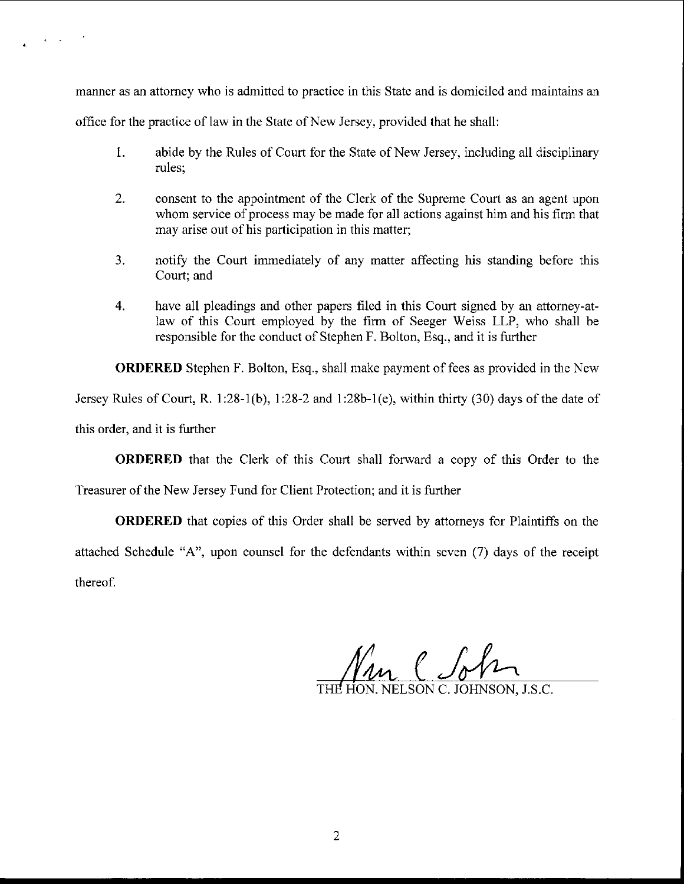manner as an attorney who is admitted to practice in this State and is domiciled and maintains an office for the practice of law in the State of New Jersey, provided that he shall:

1. abide by the Rules of Court for the State of New Jersey, including all disciplinary rules;

2. consent to the appointment of the Clerk of the Supreme Court as an agent upon whom service of process may be made for all actions against him and his firm that may arise out of his participation in this matter;

3. notify the Court immediately of any matter affecting his standing before this Court; and

4. have all pleadings and other papers filed in this Court signed by an attorney-at-law of this Court employed by the firm of Seeger Weiss LLP, who shall be responsible for the conduct of Stephen F. Bolton, Esq., and it is further

**ORDERED** Stephen F. Bolton, Esq., shall make payment of fees as provided in the New Jersey Rules of Court, R. 1:28-1(b), 1:28-2 and 1:28b-1(e), within thirty (30) days of the date of this order, and it is further

**ORDERED** that the Clerk of this Court shall forward a copy of this Order to the Treasurer of the New Jersey Fund for Client Protection; and it is further

**ORDERED** that copies of this Order shall be served by attorneys for Plaintiffs on the attached Schedule "A", upon counsel for the defendants within seven (7) days of the receipt thereof.

THE HON. NELSON C. JOHNSON, J.S.C.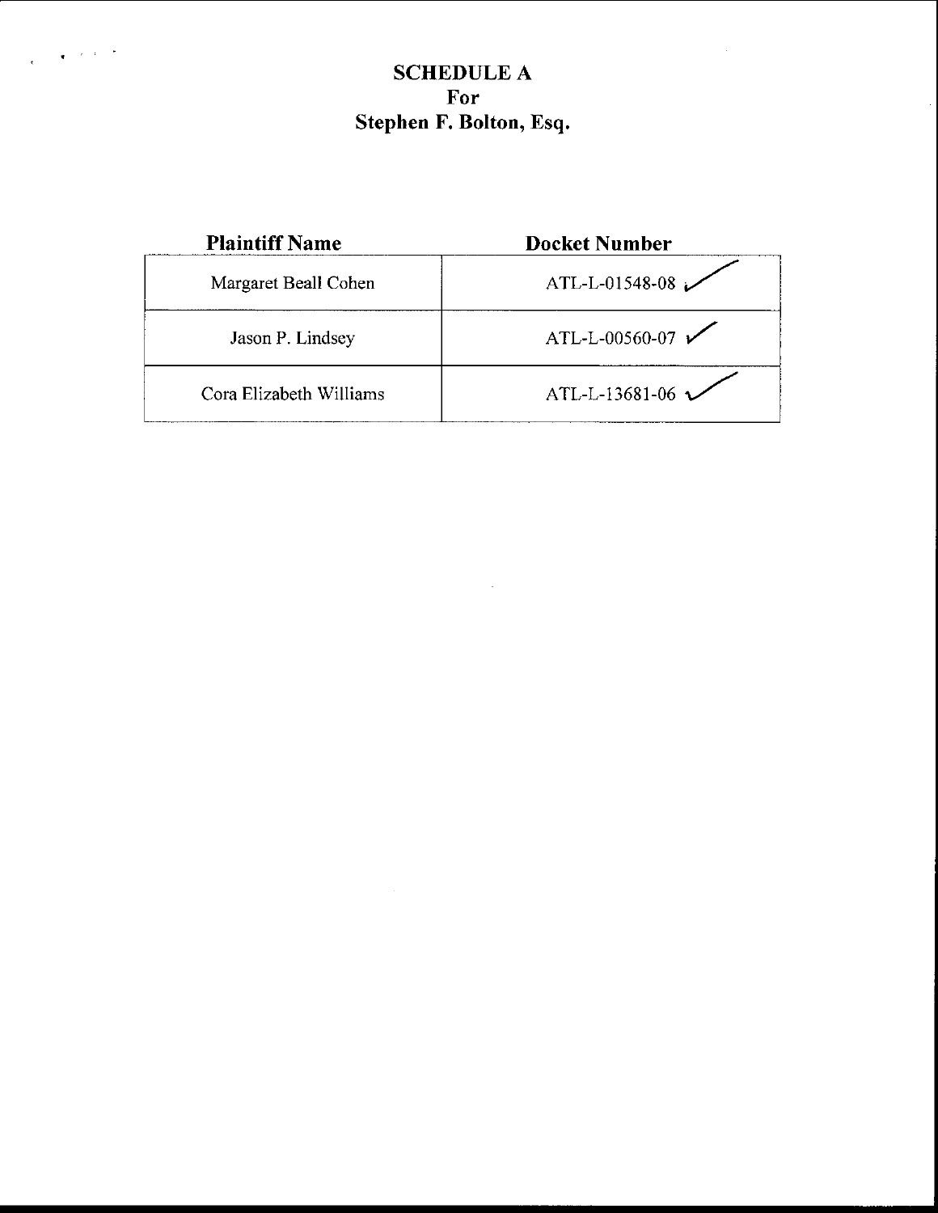# SCHEDULE A
## For
## Stephen F. Bolton, Esq.

| Plaintiff Name | Docket Number |
|---|---|
| Margaret Beall Cohen | ATL-L-01548-08 ✓ |
| Jason P. Lindsey | ATL-L-00560-07 ✓ |
| Cora Elizabeth Williams | ATL-L-13681-06 ✓ |